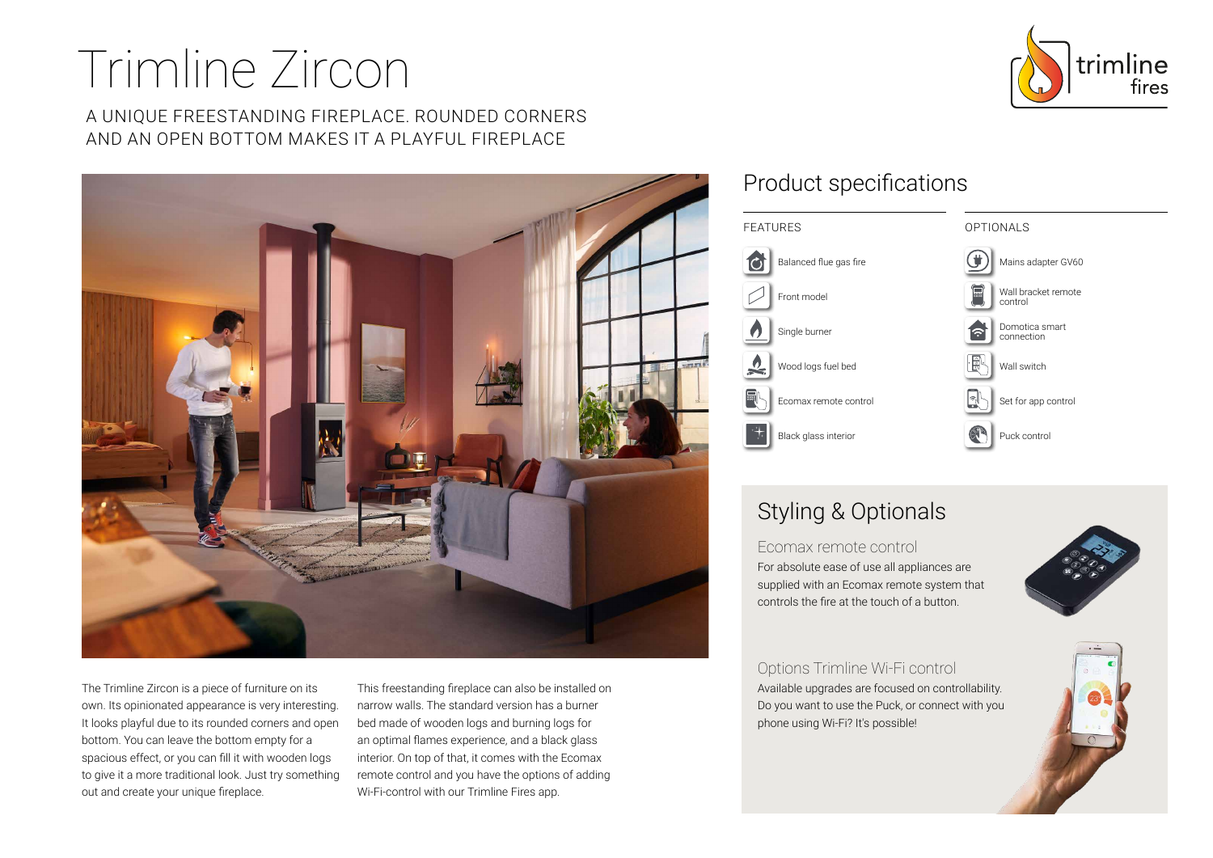# Trimline Zircon

A UNIQUE FREESTANDING FIREPLACE. ROUNDED CORNERS AND AN OPEN BOTTOM MAKES IT A PLAYFUL FIREPLACE

The Trimline Zircon is a piece of furniture on its own. Its opinionated appearance is very interesting. It looks playful due to its rounded corners and open bottom. You can leave the bottom empty for a spacious effect, or you can fill it with wooden logs to give it a more traditional look. Just try something out and create your unique fireplace.

This freestanding fireplace can also be installed on narrow walls. The standard version has a burner bed made of wooden logs and burning logs for an optimal flames experience, and a black glass interior. On top of that, it comes with the Ecomax remote control and you have the options of adding Wi-Fi-control with our Trimline Fires app.

## Product specifications

| FEATURES | OPTIONALS |
| --- | --- |
| Balanced flue gas fire | Mains adapter GV60 |
| Front model | Wall bracket remote control |
| Single burner | Domotica smart connection |
| Wood logs fuel bed | Wall switch |
| Ecomax remote control | Set for app control |
| Black glass interior | Puck control |

## Styling & Optionals

### Ecomax remote control

For absolute ease of use all appliances are supplied with an Ecomax remote system that controls the fire at the touch of a button.

### Options Trimline Wi-Fi control

Available upgrades are focused on controllability. Do you want to use the Puck, or connect with you phone using Wi-Fi? It's possible!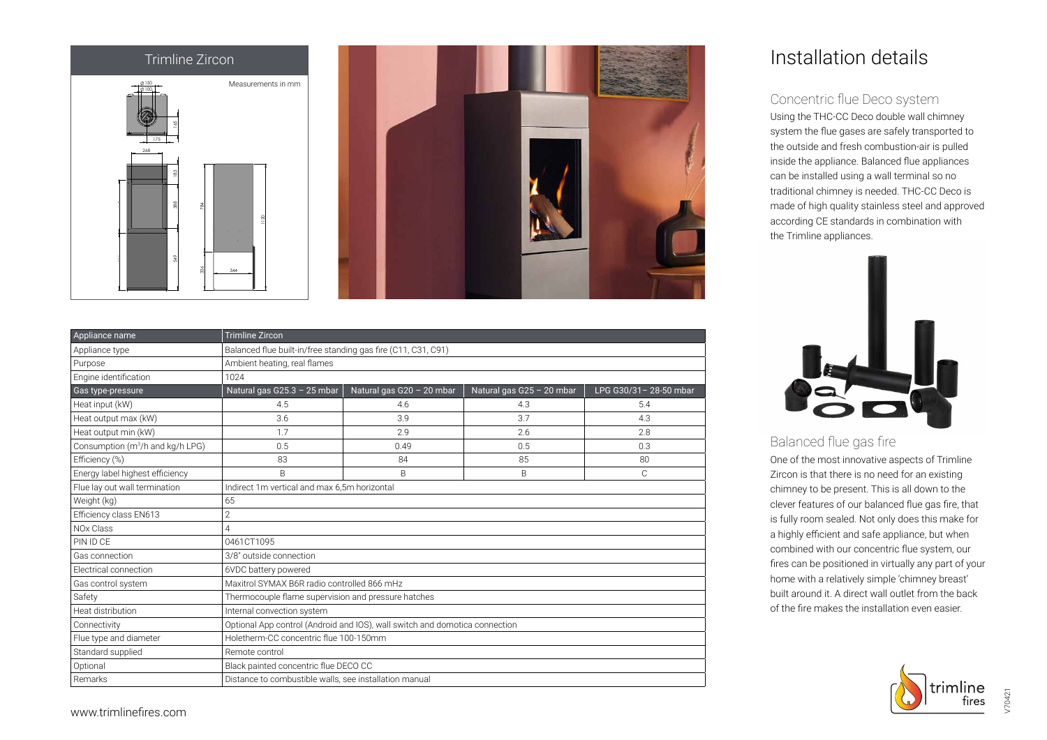## Trimline Zircon

Measurements in mm

Ø 150
Ø 100
165
175
268
183
388
784
1120
549
336
344

| Appliance name | Trimline Zircon | | | |
|---|---|---|---|---|
| Appliance type | Balanced flue built-in/free standing gas fire (C11, C31, C91) | | | |
| Purpose | Ambient heating, real flames | | | |
| Engine identification | 1024 | | | |
| Gas type-pressure | Natural gas G25.3 – 25 mbar | Natural gas G20 – 20 mbar | Natural gas G25 – 20 mbar | LPG G30/31– 28-50 mbar |
| Heat input (kW) | 4.5 | 4.6 | 4.3 | 5.4 |
| Heat output max (kW) | 3.6 | 3.9 | 3.7 | 4.3 |
| Heat output min (kW) | 1.7 | 2.9 | 2.6 | 2.8 |
| Consumption ($m^3$/h and kg/h LPG) | 0.5 | 0.49 | 0.5 | 0.3 |
| Efficiency (%) | 83 | 84 | 85 | 80 |
| Energy label highest efficiency | B | B | B | C |
| Flue lay out wall termination | Indirect 1m vertical and max 6,5m horizontal | | | |
| Weight (kg) | 65 | | | |
| Efficiency class EN613 | 2 | | | |
| NOx Class | 4 | | | |
| PIN ID CE | 0461CT1095 | | | |
| Gas connection | 3/8" outside connection | | | |
| Electrical connection | 6VDC battery powered | | | |
| Gas control system | Maxitrol SYMAX B6R radio controlled 866 mHz | | | |
| Safety | Thermocouple flame supervision and pressure hatches | | | |
| Heat distribution | Internal convection system | | | |
| Connectivity | Optional App control (Android and IOS), wall switch and domotica connection | | | |
| Flue type and diameter | Holetherm-CC concentric flue 100-150mm | | | |
| Standard supplied | Remote control | | | |
| Optional | Black painted concentric flue DECO CC | | | |
| Remarks | Distance to combustible walls, see installation manual | | | |

# Installation details

## Concentric flue Deco system

Using the THC-CC Deco double wall chimney system the flue gases are safely transported to the outside and fresh combustion-air is pulled inside the appliance. Balanced flue appliances can be installed using a wall terminal so no traditional chimney is needed. THC-CC Deco is made of high quality stainless steel and approved according CE standards in combination with the Trimline appliances.

## Balanced flue gas fire

One of the most innovative aspects of Trimline Zircon is that there is no need for an existing chimney to be present. This is all down to the clever features of our balanced flue gas fire, that is fully room sealed. Not only does this make for a highly efficient and safe appliance, but when combined with our concentric flue system, our fires can be positioned in virtually any part of your home with a relatively simple 'chimney breast' built around it. A direct wall outlet from the back of the fire makes the installation even easier.

www.trimlinefires.com

trimline fires

V70421